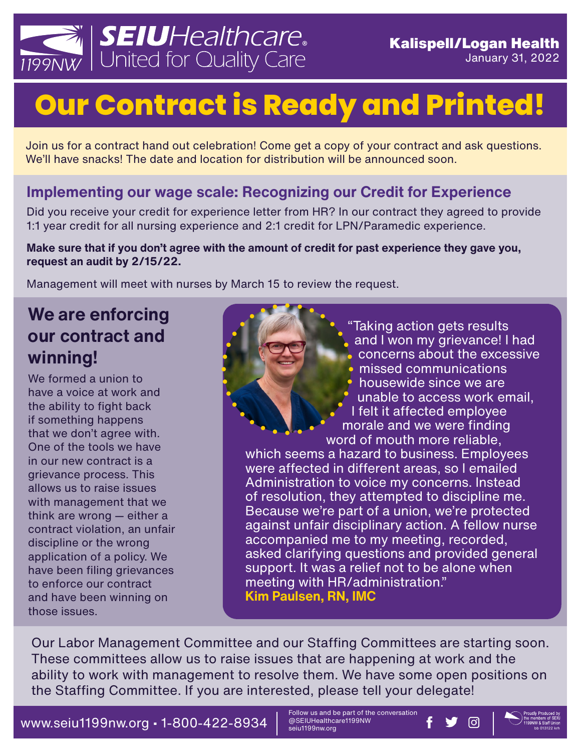SEIU Healthcare 1199NW — United for Quality Care

**Kalispell/Logan Health**
January 31, 2022

# Our Contract is Ready and Printed!

Join us for a contract hand out celebration! Come get a copy of your contract and ask questions. We'll have snacks! The date and location for distribution will be announced soon.

## Implementing our wage scale: Recognizing our Credit for Experience

Did you receive your credit for experience letter from HR? In our contract they agreed to provide 1:1 year credit for all nursing experience and 2:1 credit for LPN/Paramedic experience.

**Make sure that if you don't agree with the amount of credit for past experience they gave you, request an audit by 2/15/22.**

Management will meet with nurses by March 15 to review the request.

## We are enforcing our contract and winning!

We formed a union to have a voice at work and the ability to fight back if something happens that we don't agree with. One of the tools we have in our new contract is a grievance process. This allows us to raise issues with management that we think are wrong — either a contract violation, an unfair discipline or the wrong application of a policy. We have been filing grievances to enforce our contract and have been winning on those issues.

"Taking action gets results and I won my grievance! I had concerns about the excessive missed communications housewide since we are unable to access work email, I felt it affected employee morale and we were finding word of mouth more reliable, which seems a hazard to business. Employees were affected in different areas, so I emailed Administration to voice my concerns. Instead of resolution, they attempted to discipline me. Because we're part of a union, we're protected against unfair disciplinary action. A fellow nurse accompanied me to my meeting, recorded, asked clarifying questions and provided general support. It was a relief not to be alone when meeting with HR/administration."
**Kim Paulsen, RN, IMC**

Our Labor Management Committee and our Staffing Committees are starting soon. These committees allow us to raise issues that are happening at work and the ability to work with management to resolve them. We have some open positions on the Staffing Committee. If you are interested, please tell your delegate!

www.seiu1199nw.org • 1-800-422-8934

Follow us and be part of the conversation
@SEIUHealthcare1199NW
seiu1199nw.org

Proudly Produced by the members of SEIU 1199NW & Staff Union
bb 013122 krh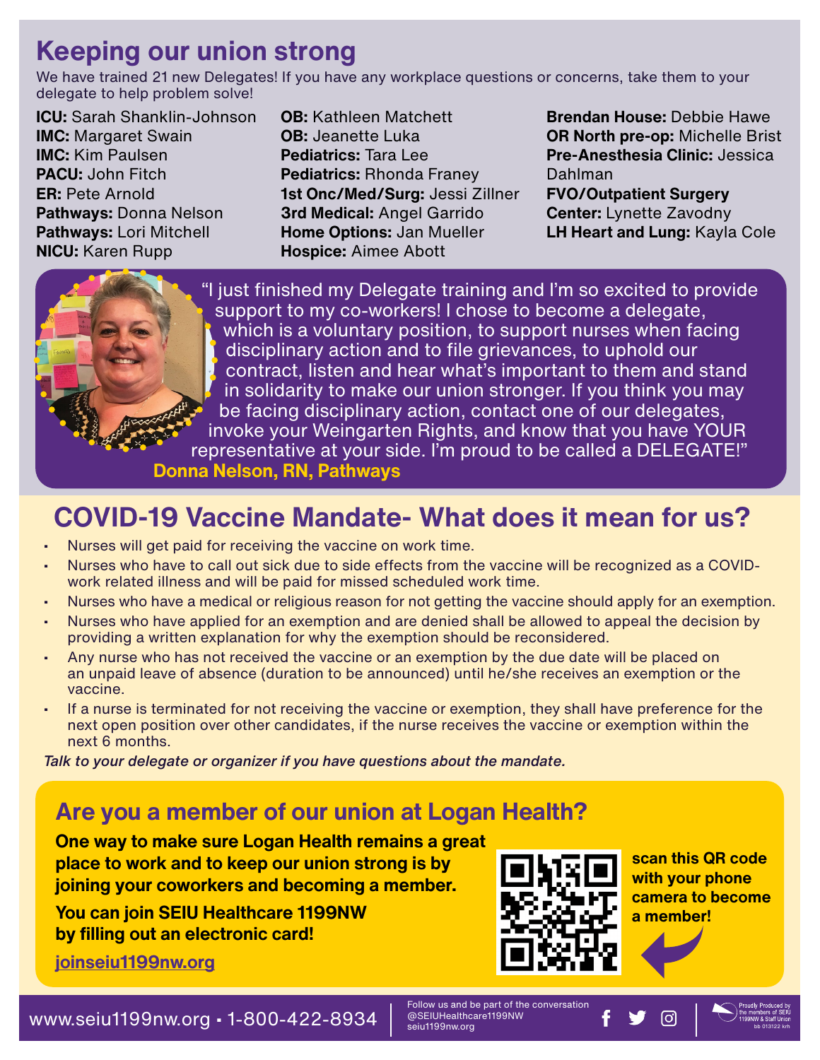## Keeping our union strong

We have trained 21 new Delegates! If you have any workplace questions or concerns, take them to your delegate to help problem solve!

**ICU:** Sarah Shanklin-Johnson
**IMC:** Margaret Swain
**IMC:** Kim Paulsen
**PACU:** John Fitch
**ER:** Pete Arnold
**Pathways:** Donna Nelson
**Pathways:** Lori Mitchell
**NICU:** Karen Rupp
**OB:** Kathleen Matchett
**OB:** Jeanette Luka
**Pediatrics:** Tara Lee
**Pediatrics:** Rhonda Franey
**1st Onc/Med/Surg:** Jessi Zillner
**3rd Medical:** Angel Garrido
**Home Options:** Jan Mueller
**Hospice:** Aimee Abott
**Brendan House:** Debbie Hawe
**OR North pre-op:** Michelle Brist
**Pre-Anesthesia Clinic:** Jessica Dahlman
**FVO/Outpatient Surgery Center:** Lynette Zavodny
**LH Heart and Lung:** Kayla Cole

"I just finished my Delegate training and I'm so excited to provide support to my co-workers! I chose to become a delegate, which is a voluntary position, to support nurses when facing disciplinary action and to file grievances, to uphold our contract, listen and hear what's important to them and stand in solidarity to make our union stronger. If you think you may be facing disciplinary action, contact one of our delegates, invoke your Weingarten Rights, and know that you have YOUR representative at your side. I'm proud to be called a DELEGATE!"

**Donna Nelson, RN, Pathways**

## COVID-19 Vaccine Mandate- What does it mean for us?

- Nurses will get paid for receiving the vaccine on work time.
- Nurses who have to call out sick due to side effects from the vaccine will be recognized as a COVID-work related illness and will be paid for missed scheduled work time.
- Nurses who have a medical or religious reason for not getting the vaccine should apply for an exemption.
- Nurses who have applied for an exemption and are denied shall be allowed to appeal the decision by providing a written explanation for why the exemption should be reconsidered.
- Any nurse who has not received the vaccine or an exemption by the due date will be placed on an unpaid leave of absence (duration to be announced) until he/she receives an exemption or the vaccine.
- If a nurse is terminated for not receiving the vaccine or exemption, they shall have preference for the next open position over other candidates, if the nurse receives the vaccine or exemption within the next 6 months.

*Talk to your delegate or organizer if you have questions about the mandate.*

## Are you a member of our union at Logan Health?

**One way to make sure Logan Health remains a great place to work and to keep our union strong is by joining your coworkers and becoming a member.**

**You can join SEIU Healthcare 1199NW by filling out an electronic card!**

joinseiu1199nw.org

**scan this QR code with your phone camera to become a member!**

www.seiu1199nw.org • 1-800-422-8934

Follow us and be part of the conversation
@SEIUHealthcare1199NW
seiu1199nw.org

Proudly Produced by the members of SEIU 1199NW & Staff Union
bb 013122 krh